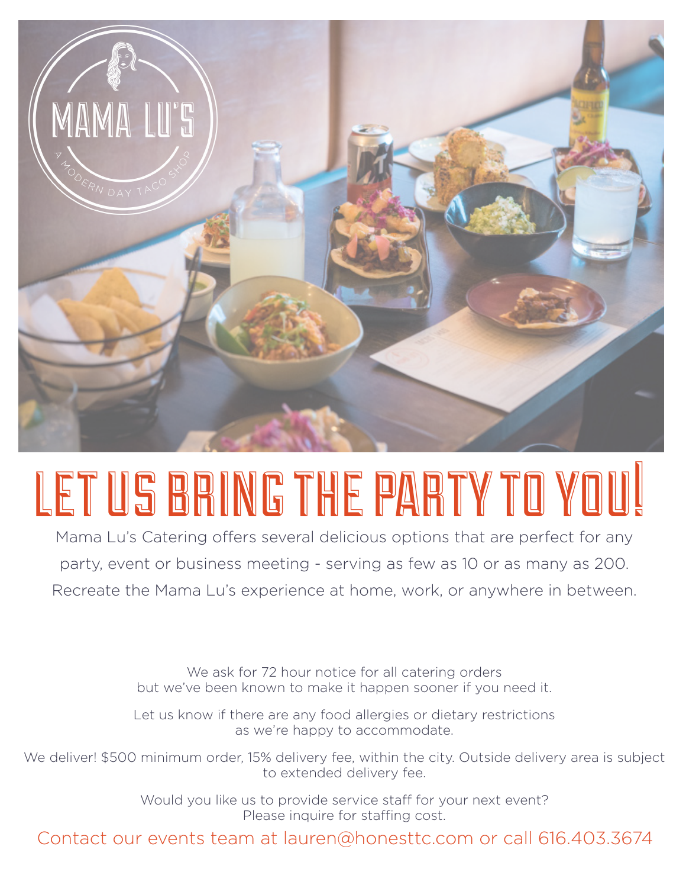# LET US BRING THE PARTY TO YOU!

Mama Lu's Catering offers several delicious options that are perfect for any party, event or business meeting - serving as few as 10 or as many as 200. Recreate the Mama Lu's experience at home, work, or anywhere in between.

We ask for 72 hour notice for all catering orders but we've been known to make it happen sooner if you need it.

Let us know if there are any food allergies or dietary restrictions as we're happy to accommodate.

We deliver! $500 minimum order, 15% delivery fee, within the city. Outside delivery area is subject to extended delivery fee.

Would you like us to provide service staff for your next event? Please inquire for staffing cost.

Contact our events team at lauren@honesttc.com or call 616.403.3674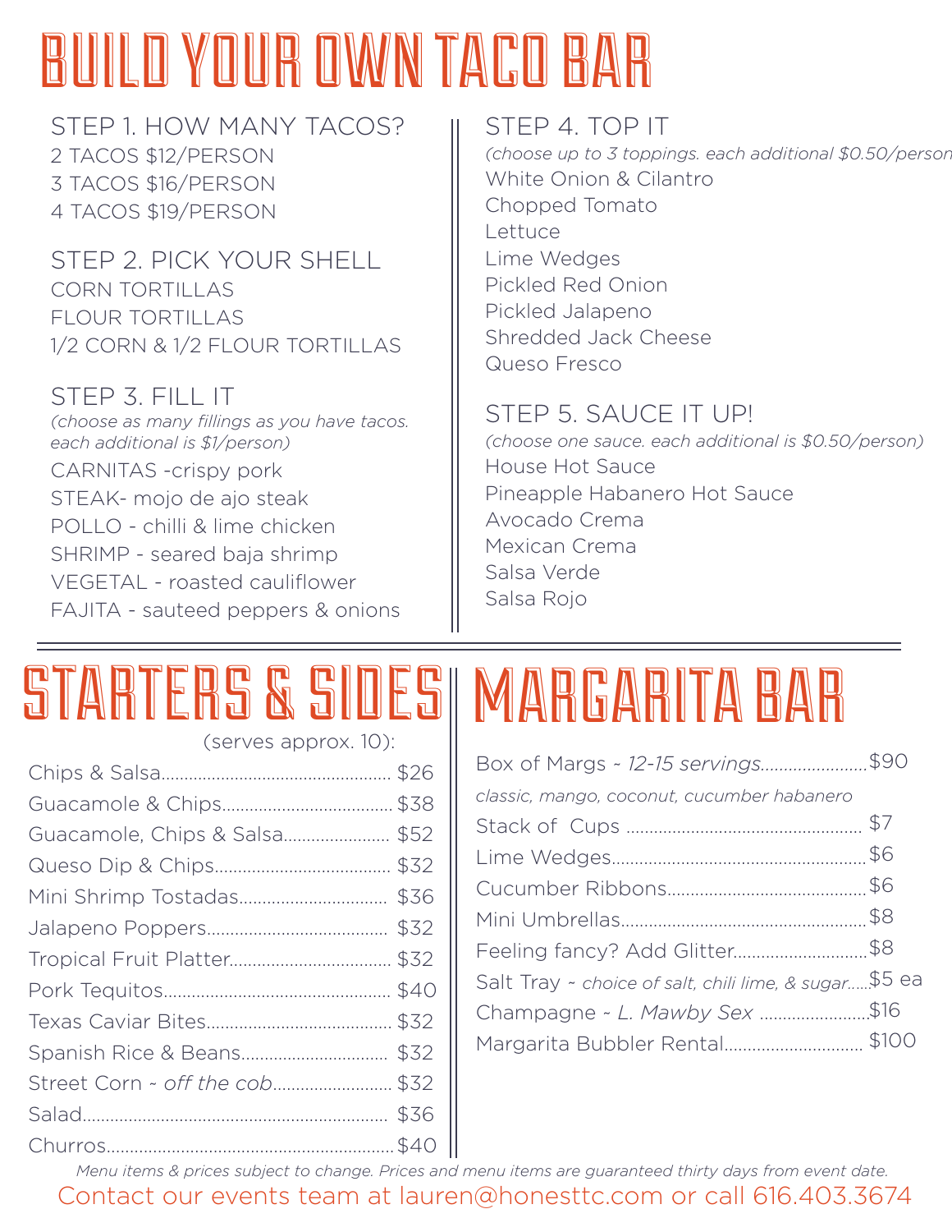# BUILD YOUR OWN TACO BAR

## STEP 1. HOW MANY TACOS?

2 TACOS $12/PERSON
3 TACOS $16/PERSON
4 TACOS $19/PERSON

## STEP 2. PICK YOUR SHELL

CORN TORTILLAS
FLOUR TORTILLAS
1/2 CORN & 1/2 FLOUR TORTILLAS

## STEP 3. FILL IT

*(choose as many fillings as you have tacos. each additional is $1/person)*

CARNITAS -crispy pork
STEAK- mojo de ajo steak
POLLO - chilli & lime chicken
SHRIMP - seared baja shrimp
VEGETAL - roasted cauliflower
FAJITA - sauteed peppers & onions

## STEP 4. TOP IT

*(choose up to 3 toppings. each additional $0.50/person)*

White Onion & Cilantro
Chopped Tomato
Lettuce
Lime Wedges
Pickled Red Onion
Pickled Jalapeno
Shredded Jack Cheese
Queso Fresco

## STEP 5. SAUCE IT UP!

*(choose one sauce. each additional is $0.50/person)*

House Hot Sauce
Pineapple Habanero Hot Sauce
Avocado Crema
Mexican Crema
Salsa Verde
Salsa Rojo

# STARTERS & SIDES

(serves approx. 10):

| Item | Price |
|---|---|
| Chips & Salsa | $26 |
| Guacamole & Chips | $38 |
| Guacamole, Chips & Salsa | $52 |
| Queso Dip & Chips | $32 |
| Mini Shrimp Tostadas | $36 |
| Jalapeno Poppers | $32 |
| Tropical Fruit Platter | $32 |
| Pork Tequitos | $40 |
| Texas Caviar Bites | $32 |
| Spanish Rice & Beans | $32 |
| Street Corn ~ *off the cob* | $32 |
| Salad | $36 |
| Churros | $40 |

# MARGARITA BAR

| Item | Price |
|---|---|
| Box of Margs ~ *12-15 servings* <br> *classic, mango, coconut, cucumber habanero* | $90 |
| Stack of Cups | $7 |
| Lime Wedges | $6 |
| Cucumber Ribbons | $6 |
| Mini Umbrellas | $8 |
| Feeling fancy? Add Glitter | $8 |
| Salt Tray ~ *choice of salt, chili lime, & sugar* | $5 ea |
| Champagne ~ *L. Mawby Sex* | $16 |
| Margarita Bubbler Rental | $100 |

*Menu items & prices subject to change. Prices and menu items are guaranteed thirty days from event date.*

Contact our events team at lauren@honesttc.com or call 616.403.3674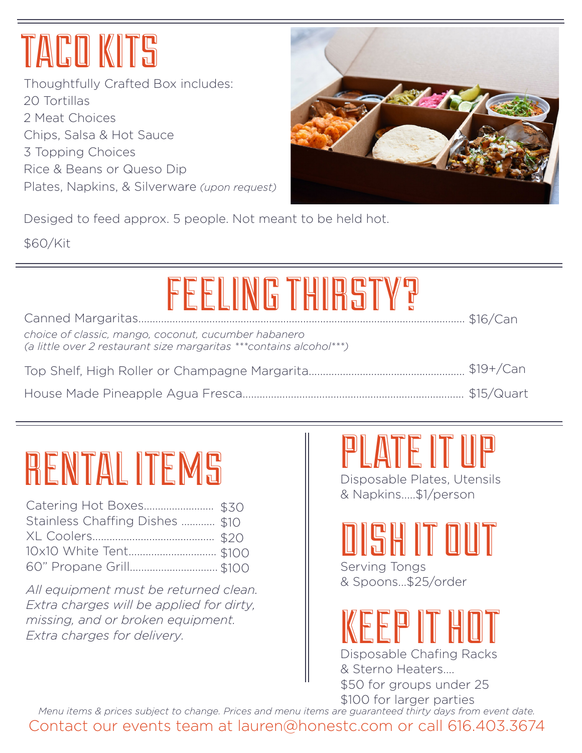# TACO KITS

Thoughtfully Crafted Box includes:
20 Tortillas
2 Meat Choices
Chips, Salsa & Hot Sauce
3 Topping Choices
Rice & Beans or Queso Dip
Plates, Napkins, & Silverware *(upon request)*

Desiged to feed approx. 5 people. Not meant to be held hot.

$60/Kit

# FEELING THIRSTY?

Canned Margaritas.......... $16/Can
*choice of classic, mango, coconut, cucumber habanero*
*(a little over 2 restaurant size margaritas ***contains alcohol***)*

Top Shelf, High Roller or Champagne Margarita.......... $19+/Can

House Made Pineapple Agua Fresca.......... $15/Quart

# RENTAL ITEMS

| | |
|---|---|
| Catering Hot Boxes | $30 |
| Stainless Chaffing Dishes | $10 |
| XL Coolers | $20 |
| 10x10 White Tent | $100 |
| 60” Propane Grill | $100 |

*All equipment must be returned clean. Extra charges will be applied for dirty, missing, and or broken equipment. Extra charges for delivery.*

# PLATE IT UP

Disposable Plates, Utensils & Napkins.....$1/person

# DISH IT OUT

Serving Tongs & Spoons...$25/order

# KEEP IT HOT

Disposable Chafing Racks & Sterno Heaters....
$50 for groups under 25
$100 for larger parties

*Menu items & prices subject to change. Prices and menu items are guaranteed thirty days from event date.*

Contact our events team at lauren@honestc.com or call 616.403.3674